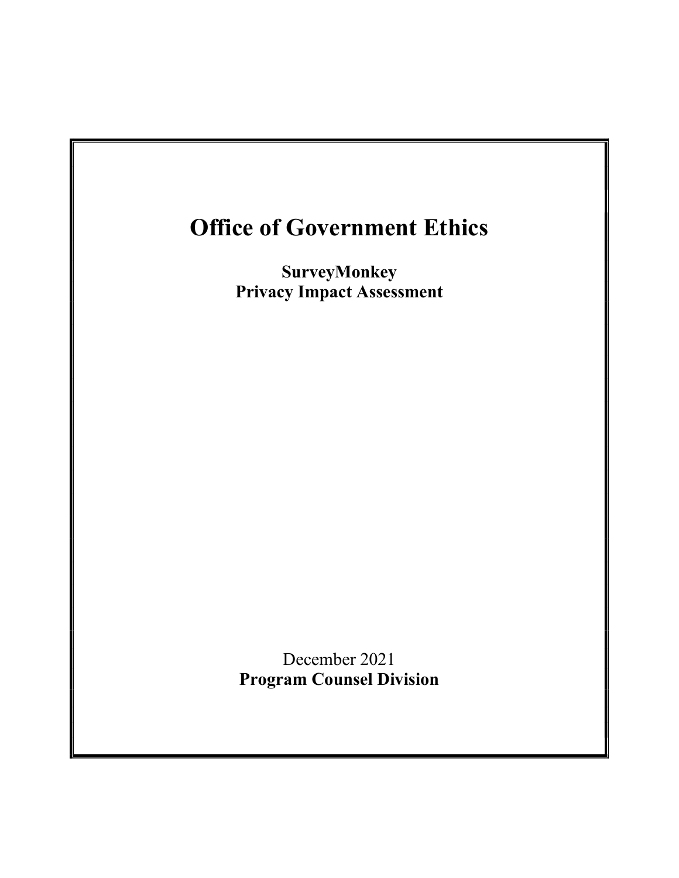# Office of Government Ethics

**SurveyMonkey**
**Privacy Impact Assessment**

December 2021
**Program Counsel Division**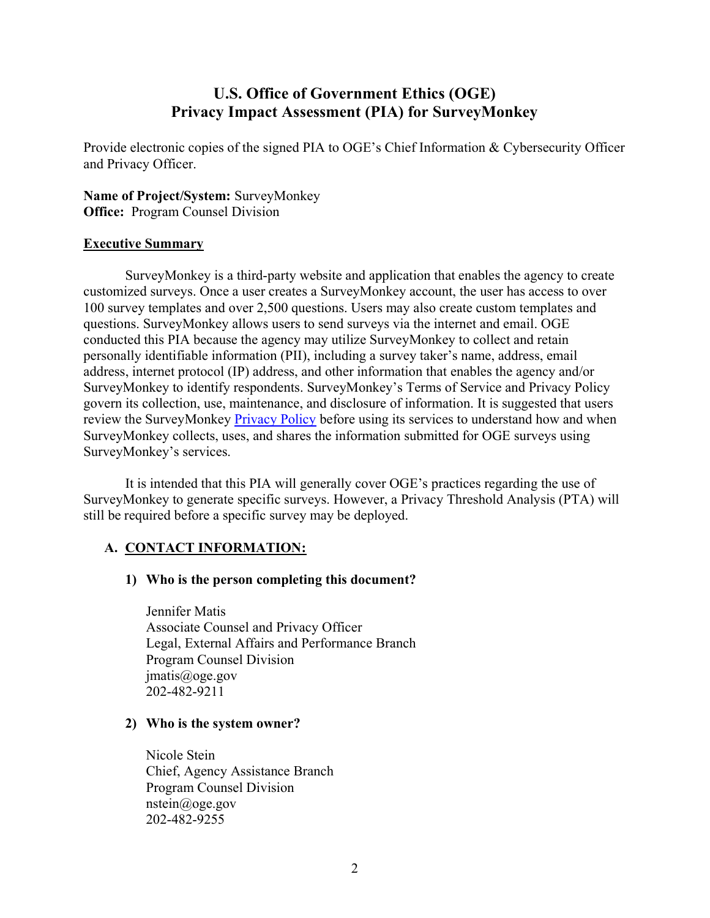# U.S. Office of Government Ethics (OGE)
# Privacy Impact Assessment (PIA) for SurveyMonkey

Provide electronic copies of the signed PIA to OGE's Chief Information & Cybersecurity Officer and Privacy Officer.

**Name of Project/System:** SurveyMonkey
**Office:** Program Counsel Division

## Executive Summary

SurveyMonkey is a third-party website and application that enables the agency to create customized surveys. Once a user creates a SurveyMonkey account, the user has access to over 100 survey templates and over 2,500 questions. Users may also create custom templates and questions. SurveyMonkey allows users to send surveys via the internet and email. OGE conducted this PIA because the agency may utilize SurveyMonkey to collect and retain personally identifiable information (PII), including a survey taker's name, address, email address, internet protocol (IP) address, and other information that enables the agency and/or SurveyMonkey to identify respondents. SurveyMonkey's Terms of Service and Privacy Policy govern its collection, use, maintenance, and disclosure of information. It is suggested that users review the SurveyMonkey Privacy Policy before using its services to understand how and when SurveyMonkey collects, uses, and shares the information submitted for OGE surveys using SurveyMonkey's services.

It is intended that this PIA will generally cover OGE's practices regarding the use of SurveyMonkey to generate specific surveys. However, a Privacy Threshold Analysis (PTA) will still be required before a specific survey may be deployed.

## A. CONTACT INFORMATION:

### 1) Who is the person completing this document?

Jennifer Matis
Associate Counsel and Privacy Officer
Legal, External Affairs and Performance Branch
Program Counsel Division
jmatis@oge.gov
202-482-9211

### 2) Who is the system owner?

Nicole Stein
Chief, Agency Assistance Branch
Program Counsel Division
nstein@oge.gov
202-482-9255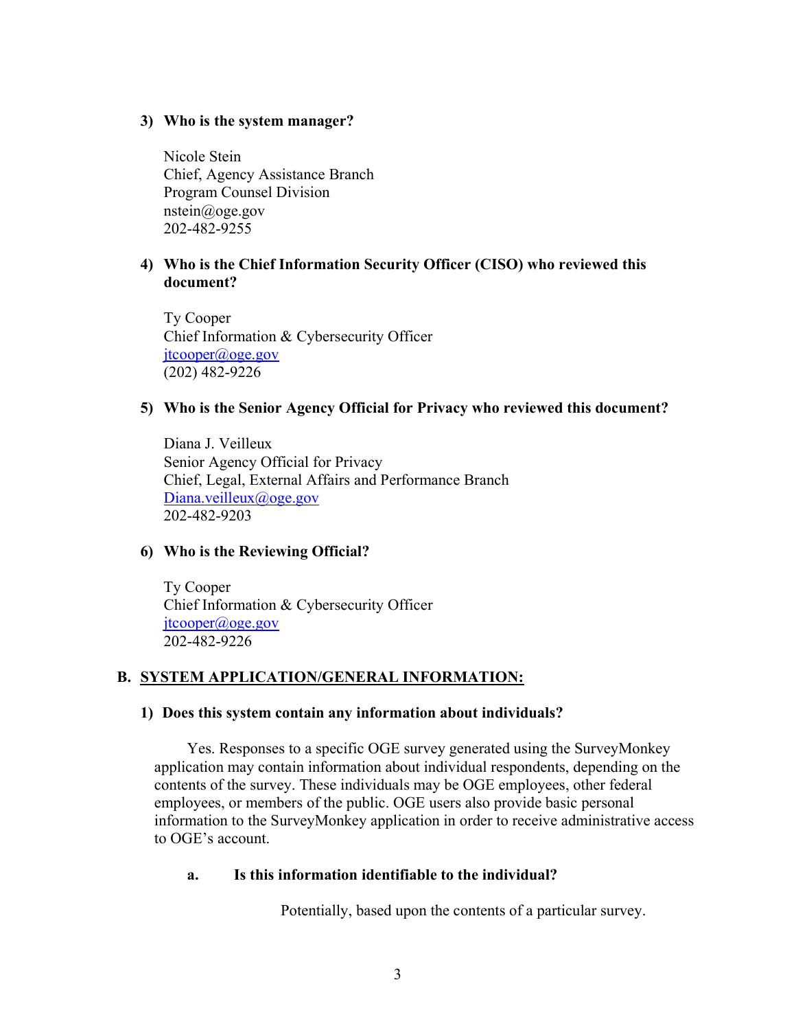**3) Who is the system manager?**

Nicole Stein
Chief, Agency Assistance Branch
Program Counsel Division
nstein@oge.gov
202-482-9255

**4) Who is the Chief Information Security Officer (CISO) who reviewed this document?**

Ty Cooper
Chief Information & Cybersecurity Officer
jtcooper@oge.gov
(202) 482-9226

**5) Who is the Senior Agency Official for Privacy who reviewed this document?**

Diana J. Veilleux
Senior Agency Official for Privacy
Chief, Legal, External Affairs and Performance Branch
Diana.veilleux@oge.gov
202-482-9203

**6) Who is the Reviewing Official?**

Ty Cooper
Chief Information & Cybersecurity Officer
jtcooper@oge.gov
202-482-9226

## B. SYSTEM APPLICATION/GENERAL INFORMATION:

**1) Does this system contain any information about individuals?**

Yes. Responses to a specific OGE survey generated using the SurveyMonkey application may contain information about individual respondents, depending on the contents of the survey. These individuals may be OGE employees, other federal employees, or members of the public. OGE users also provide basic personal information to the SurveyMonkey application in order to receive administrative access to OGE's account.

**a. Is this information identifiable to the individual?**

Potentially, based upon the contents of a particular survey.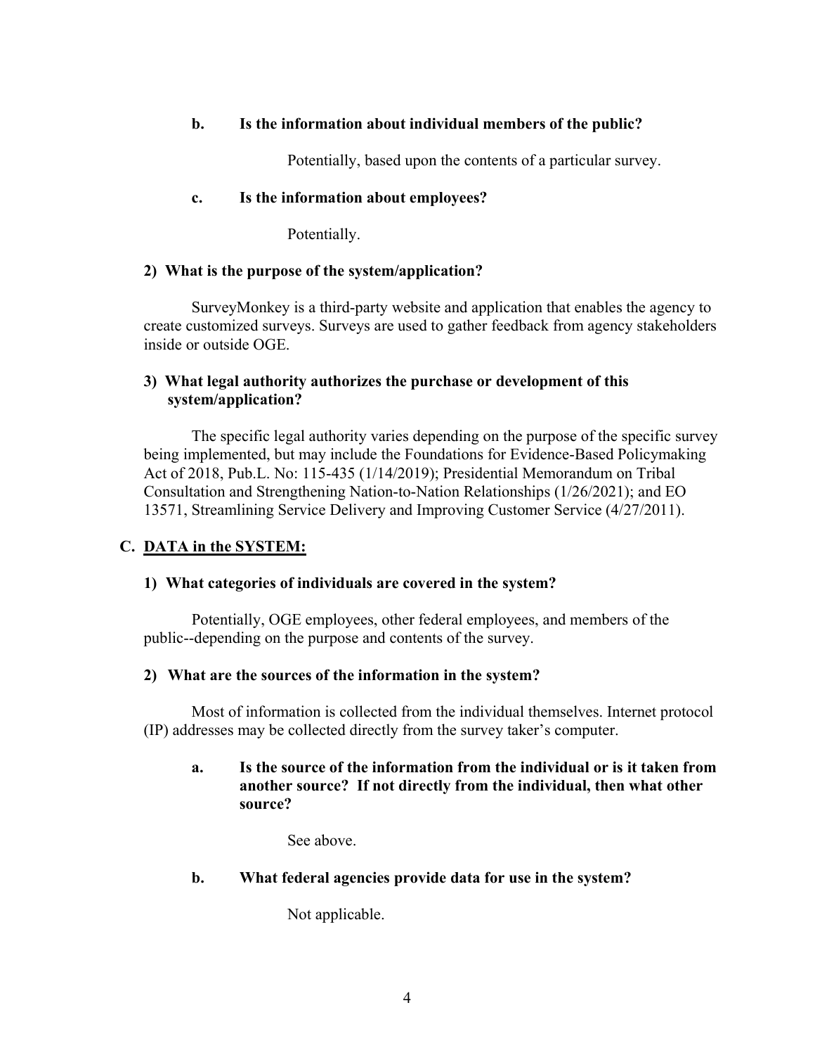**b. Is the information about individual members of the public?**

Potentially, based upon the contents of a particular survey.

**c. Is the information about employees?**

Potentially.

**2) What is the purpose of the system/application?**

SurveyMonkey is a third-party website and application that enables the agency to create customized surveys. Surveys are used to gather feedback from agency stakeholders inside or outside OGE.

**3) What legal authority authorizes the purchase or development of this system/application?**

The specific legal authority varies depending on the purpose of the specific survey being implemented, but may include the Foundations for Evidence-Based Policymaking Act of 2018, Pub.L. No: 115-435 (1/14/2019); Presidential Memorandum on Tribal Consultation and Strengthening Nation-to-Nation Relationships (1/26/2021); and EO 13571, Streamlining Service Delivery and Improving Customer Service (4/27/2011).

## C. DATA in the SYSTEM:

**1) What categories of individuals are covered in the system?**

Potentially, OGE employees, other federal employees, and members of the public--depending on the purpose and contents of the survey.

**2) What are the sources of the information in the system?**

Most of information is collected from the individual themselves. Internet protocol (IP) addresses may be collected directly from the survey taker's computer.

**a. Is the source of the information from the individual or is it taken from another source? If not directly from the individual, then what other source?**

See above.

**b. What federal agencies provide data for use in the system?**

Not applicable.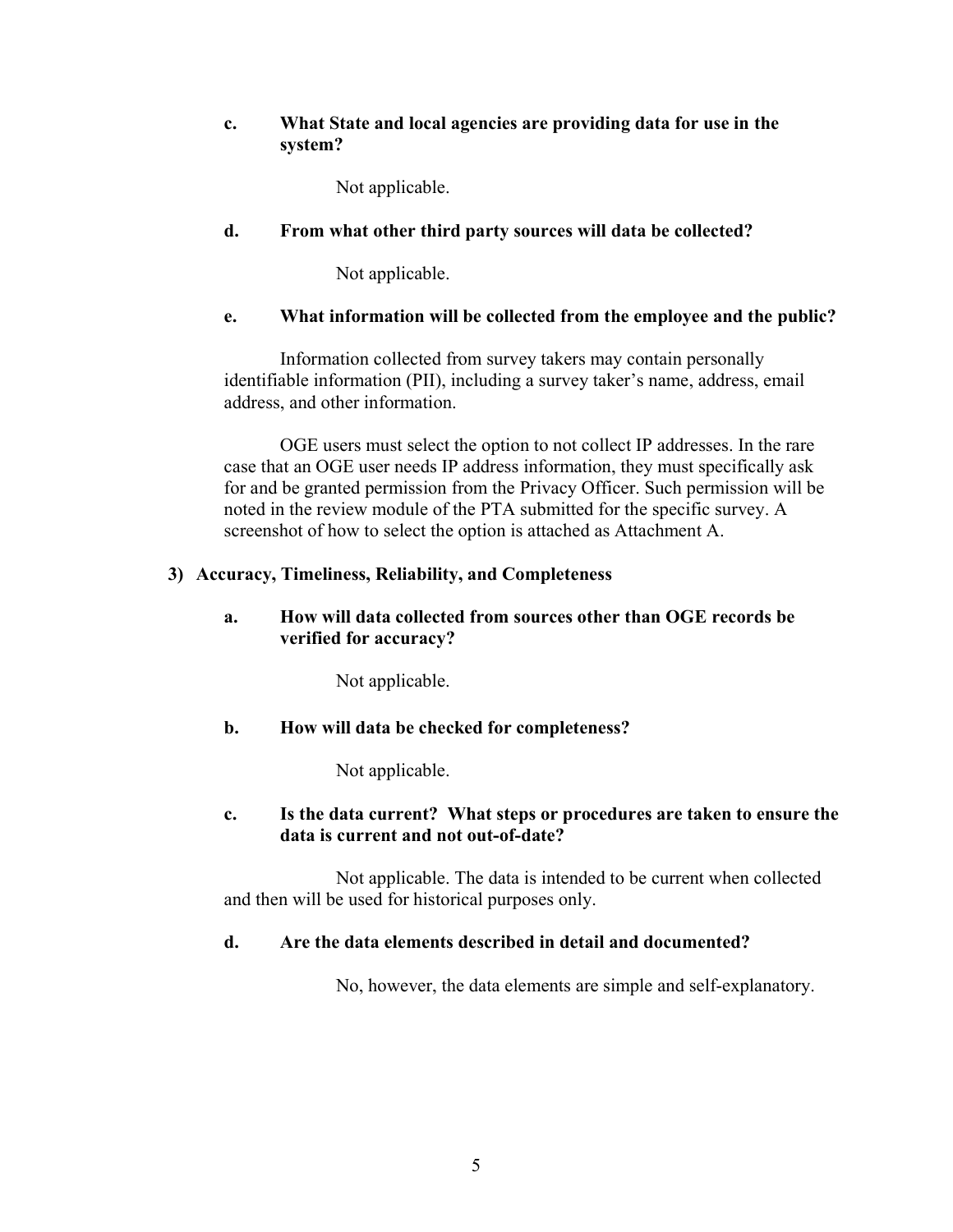**c. What State and local agencies are providing data for use in the system?**

Not applicable.

**d. From what other third party sources will data be collected?**

Not applicable.

**e. What information will be collected from the employee and the public?**

Information collected from survey takers may contain personally identifiable information (PII), including a survey taker's name, address, email address, and other information.

OGE users must select the option to not collect IP addresses. In the rare case that an OGE user needs IP address information, they must specifically ask for and be granted permission from the Privacy Officer. Such permission will be noted in the review module of the PTA submitted for the specific survey. A screenshot of how to select the option is attached as Attachment A.

## 3) Accuracy, Timeliness, Reliability, and Completeness

**a. How will data collected from sources other than OGE records be verified for accuracy?**

Not applicable.

**b. How will data be checked for completeness?**

Not applicable.

**c. Is the data current? What steps or procedures are taken to ensure the data is current and not out-of-date?**

Not applicable. The data is intended to be current when collected and then will be used for historical purposes only.

**d. Are the data elements described in detail and documented?**

No, however, the data elements are simple and self-explanatory.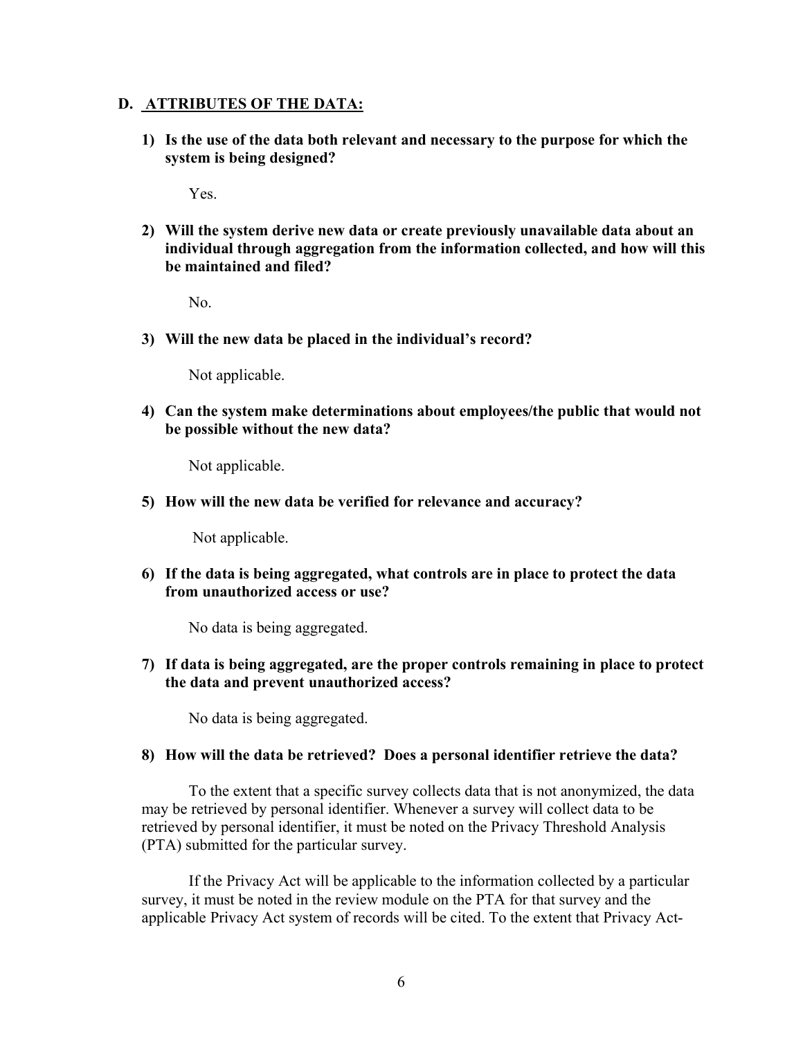## D. ATTRIBUTES OF THE DATA:

1) **Is the use of the data both relevant and necessary to the purpose for which the system is being designed?**

   Yes.

2) **Will the system derive new data or create previously unavailable data about an individual through aggregation from the information collected, and how will this be maintained and filed?**

   No.

3) **Will the new data be placed in the individual's record?**

   Not applicable.

4) **Can the system make determinations about employees/the public that would not be possible without the new data?**

   Not applicable.

5) **How will the new data be verified for relevance and accuracy?**

   Not applicable.

6) **If the data is being aggregated, what controls are in place to protect the data from unauthorized access or use?**

   No data is being aggregated.

7) **If data is being aggregated, are the proper controls remaining in place to protect the data and prevent unauthorized access?**

   No data is being aggregated.

8) **How will the data be retrieved? Does a personal identifier retrieve the data?**

   To the extent that a specific survey collects data that is not anonymized, the data may be retrieved by personal identifier. Whenever a survey will collect data to be retrieved by personal identifier, it must be noted on the Privacy Threshold Analysis (PTA) submitted for the particular survey.

   If the Privacy Act will be applicable to the information collected by a particular survey, it must be noted in the review module on the PTA for that survey and the applicable Privacy Act system of records will be cited. To the extent that Privacy Act-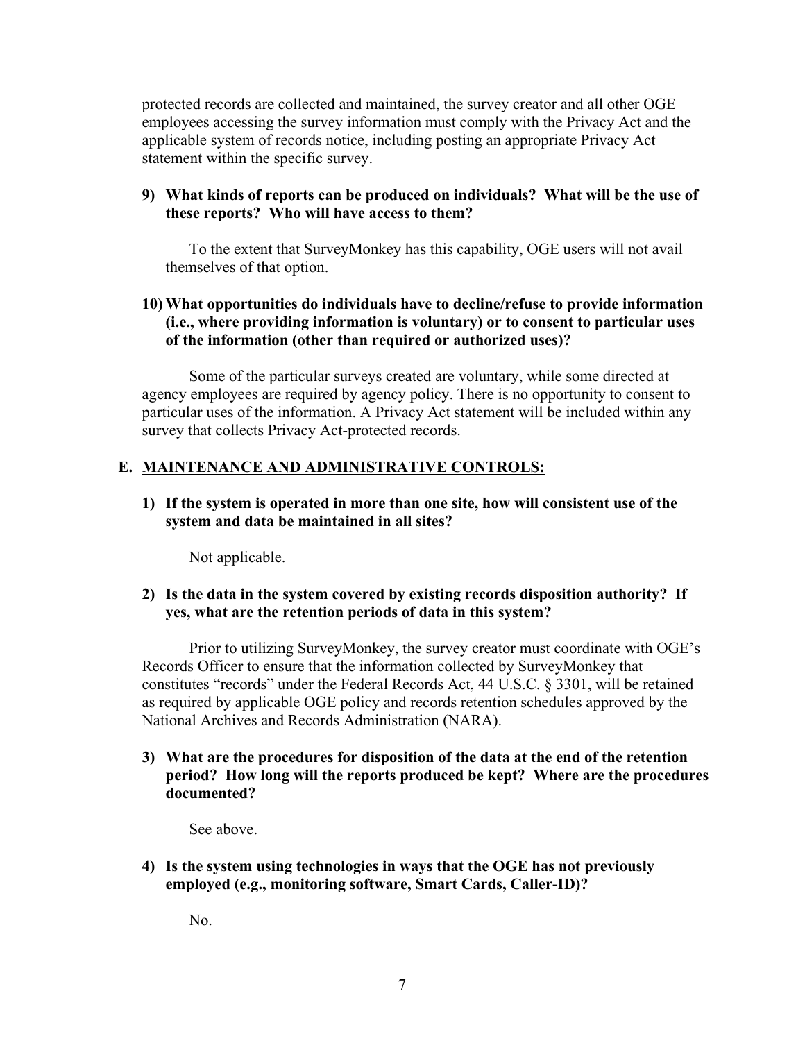protected records are collected and maintained, the survey creator and all other OGE employees accessing the survey information must comply with the Privacy Act and the applicable system of records notice, including posting an appropriate Privacy Act statement within the specific survey.

**9) What kinds of reports can be produced on individuals? What will be the use of these reports? Who will have access to them?**

To the extent that SurveyMonkey has this capability, OGE users will not avail themselves of that option.

**10) What opportunities do individuals have to decline/refuse to provide information (i.e., where providing information is voluntary) or to consent to particular uses of the information (other than required or authorized uses)?**

Some of the particular surveys created are voluntary, while some directed at agency employees are required by agency policy. There is no opportunity to consent to particular uses of the information. A Privacy Act statement will be included within any survey that collects Privacy Act-protected records.

## E. MAINTENANCE AND ADMINISTRATIVE CONTROLS:

**1) If the system is operated in more than one site, how will consistent use of the system and data be maintained in all sites?**

Not applicable.

**2) Is the data in the system covered by existing records disposition authority? If yes, what are the retention periods of data in this system?**

Prior to utilizing SurveyMonkey, the survey creator must coordinate with OGE's Records Officer to ensure that the information collected by SurveyMonkey that constitutes "records" under the Federal Records Act, 44 U.S.C. § 3301, will be retained as required by applicable OGE policy and records retention schedules approved by the National Archives and Records Administration (NARA).

**3) What are the procedures for disposition of the data at the end of the retention period? How long will the reports produced be kept? Where are the procedures documented?**

See above.

**4) Is the system using technologies in ways that the OGE has not previously employed (e.g., monitoring software, Smart Cards, Caller-ID)?**

No.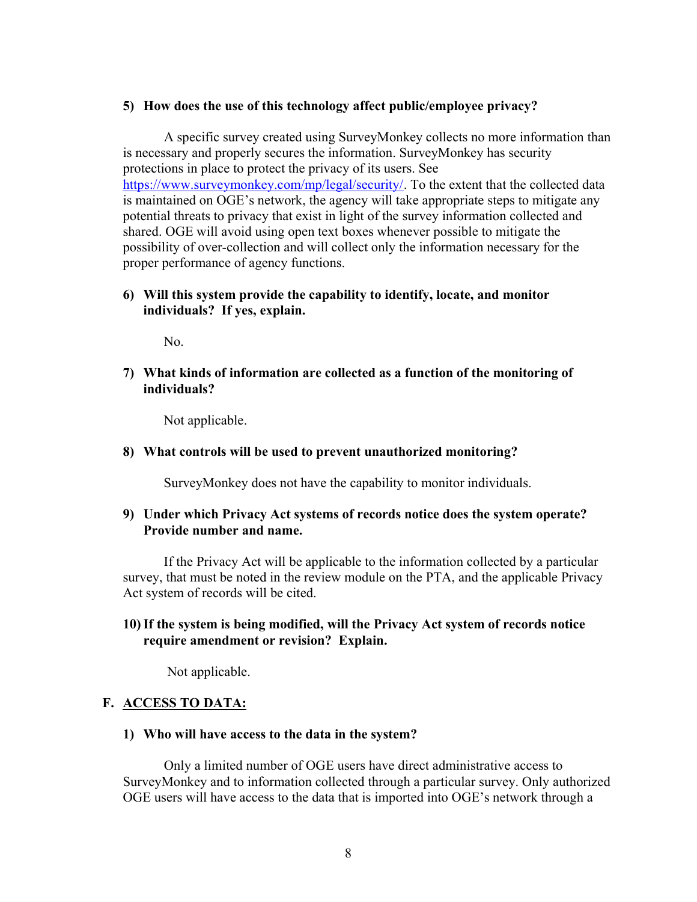**5) How does the use of this technology affect public/employee privacy?**

A specific survey created using SurveyMonkey collects no more information than is necessary and properly secures the information. SurveyMonkey has security protections in place to protect the privacy of its users. See https://www.surveymonkey.com/mp/legal/security/. To the extent that the collected data is maintained on OGE's network, the agency will take appropriate steps to mitigate any potential threats to privacy that exist in light of the survey information collected and shared. OGE will avoid using open text boxes whenever possible to mitigate the possibility of over-collection and will collect only the information necessary for the proper performance of agency functions.

**6) Will this system provide the capability to identify, locate, and monitor individuals? If yes, explain.**

No.

**7) What kinds of information are collected as a function of the monitoring of individuals?**

Not applicable.

**8) What controls will be used to prevent unauthorized monitoring?**

SurveyMonkey does not have the capability to monitor individuals.

**9) Under which Privacy Act systems of records notice does the system operate? Provide number and name.**

If the Privacy Act will be applicable to the information collected by a particular survey, that must be noted in the review module on the PTA, and the applicable Privacy Act system of records will be cited.

**10) If the system is being modified, will the Privacy Act system of records notice require amendment or revision? Explain.**

Not applicable.

## F. ACCESS TO DATA:

**1) Who will have access to the data in the system?**

Only a limited number of OGE users have direct administrative access to SurveyMonkey and to information collected through a particular survey. Only authorized OGE users will have access to the data that is imported into OGE's network through a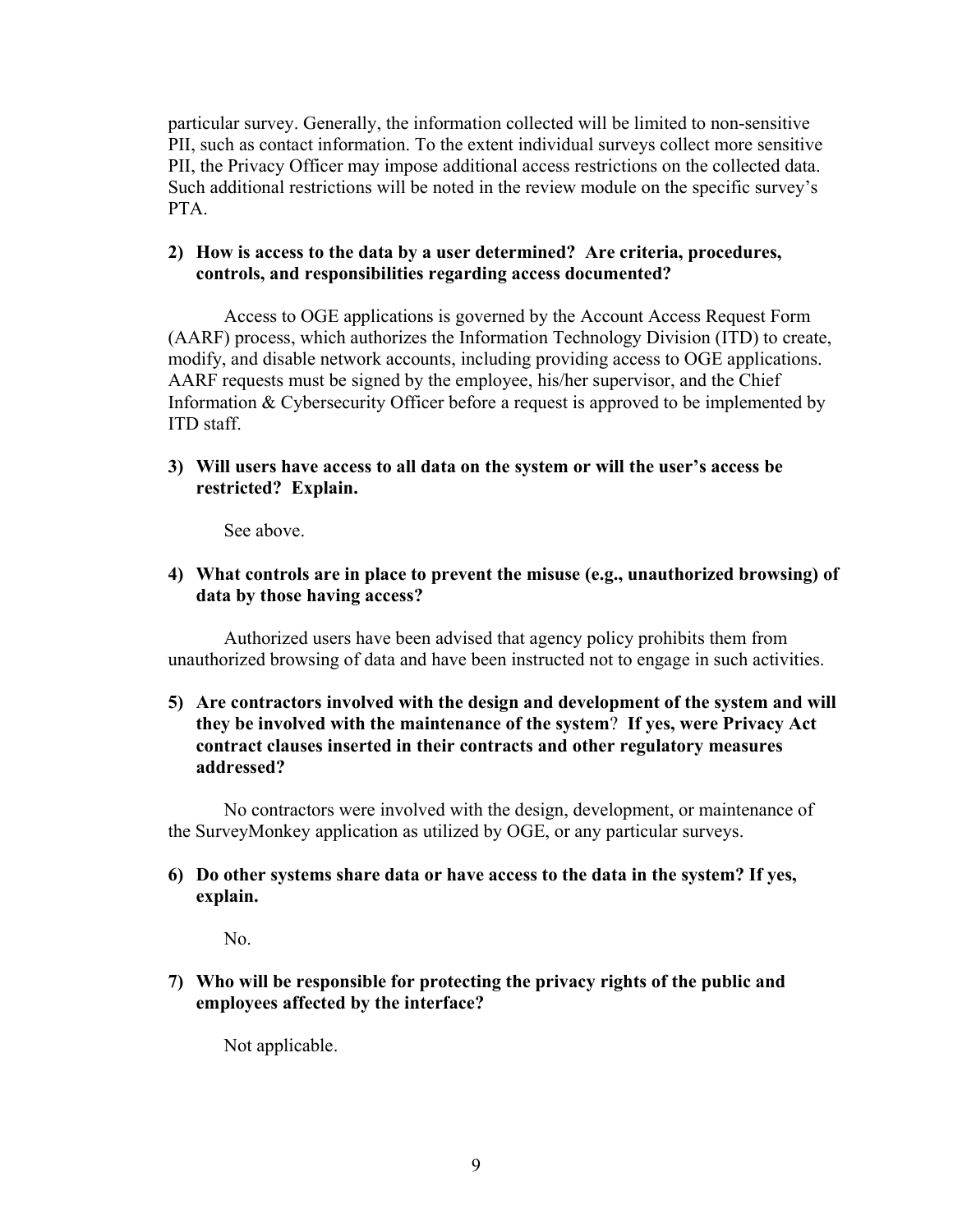particular survey. Generally, the information collected will be limited to non-sensitive PII, such as contact information. To the extent individual surveys collect more sensitive PII, the Privacy Officer may impose additional access restrictions on the collected data. Such additional restrictions will be noted in the review module on the specific survey's PTA.

**2) How is access to the data by a user determined? Are criteria, procedures, controls, and responsibilities regarding access documented?**

Access to OGE applications is governed by the Account Access Request Form (AARF) process, which authorizes the Information Technology Division (ITD) to create, modify, and disable network accounts, including providing access to OGE applications. AARF requests must be signed by the employee, his/her supervisor, and the Chief Information & Cybersecurity Officer before a request is approved to be implemented by ITD staff.

**3) Will users have access to all data on the system or will the user's access be restricted? Explain.**

See above.

**4) What controls are in place to prevent the misuse (e.g., unauthorized browsing) of data by those having access?**

Authorized users have been advised that agency policy prohibits them from unauthorized browsing of data and have been instructed not to engage in such activities.

**5) Are contractors involved with the design and development of the system and will they be involved with the maintenance of the system? If yes, were Privacy Act contract clauses inserted in their contracts and other regulatory measures addressed?**

No contractors were involved with the design, development, or maintenance of the SurveyMonkey application as utilized by OGE, or any particular surveys.

**6) Do other systems share data or have access to the data in the system? If yes, explain.**

No.

**7) Who will be responsible for protecting the privacy rights of the public and employees affected by the interface?**

Not applicable.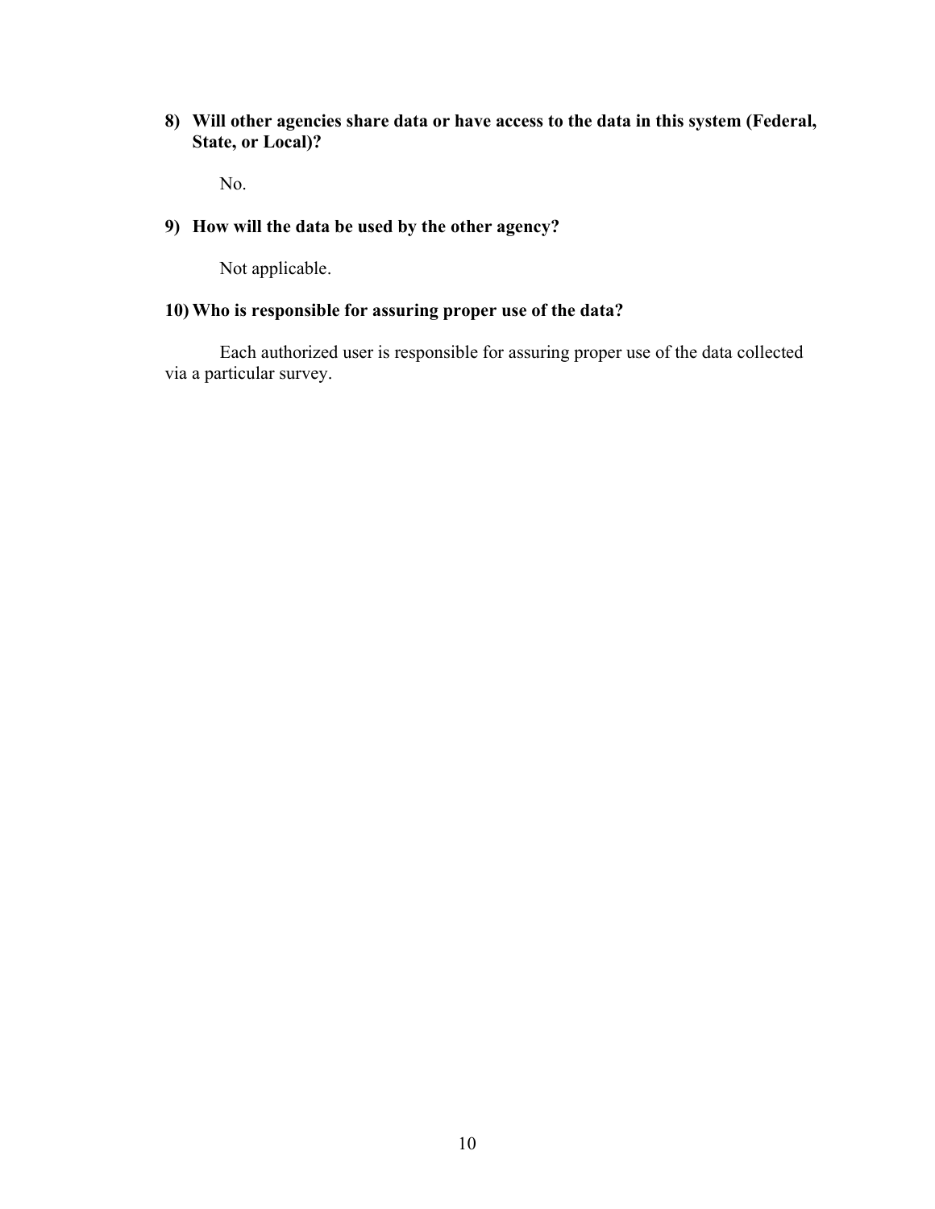**8) Will other agencies share data or have access to the data in this system (Federal, State, or Local)?**

No.

**9) How will the data be used by the other agency?**

Not applicable.

**10) Who is responsible for assuring proper use of the data?**

Each authorized user is responsible for assuring proper use of the data collected via a particular survey.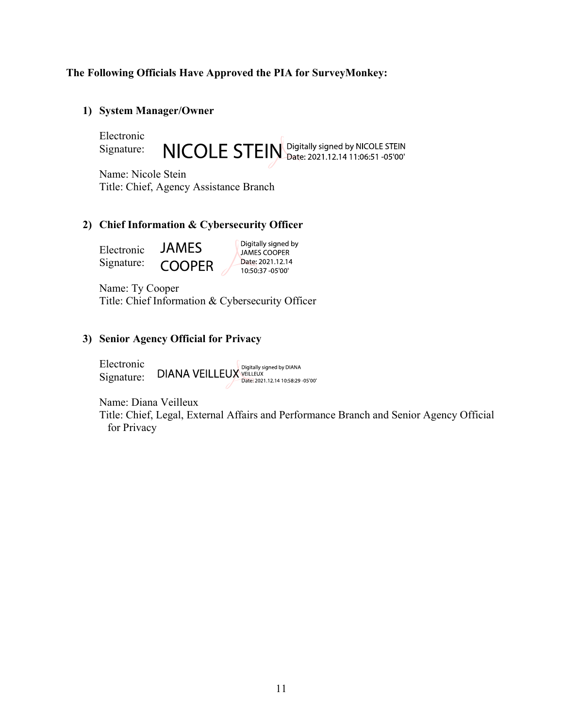**The Following Officials Have Approved the PIA for SurveyMonkey:**

1) **System Manager/Owner**

   Electronic Signature: NICOLE STEIN Digitally signed by NICOLE STEIN Date: 2021.12.14 11:06:51 -05'00'

   Name: Nicole Stein
   Title: Chief, Agency Assistance Branch

2) **Chief Information & Cybersecurity Officer**

   Electronic Signature: JAMES COOPER Digitally signed by JAMES COOPER Date: 2021.12.14 10:50:37 -05'00'

   Name: Ty Cooper
   Title: Chief Information & Cybersecurity Officer

3) **Senior Agency Official for Privacy**

   Electronic Signature: DIANA VEILLEUX Digitally signed by DIANA VEILLEUX Date: 2021.12.14 10:58:29 -05'00'

   Name: Diana Veilleux
   Title: Chief, Legal, External Affairs and Performance Branch and Senior Agency Official for Privacy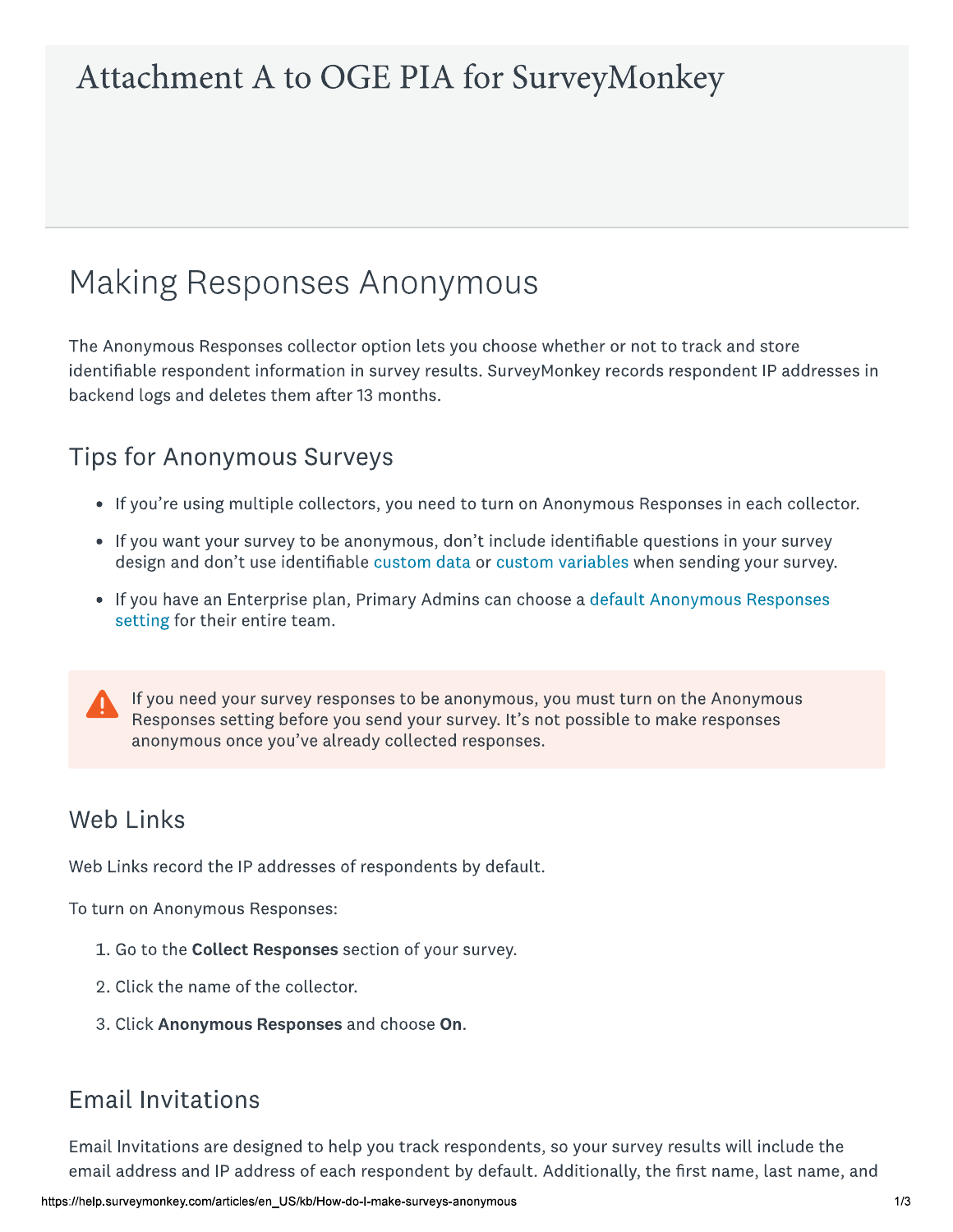# Attachment A to OGE PIA for SurveyMonkey

## Making Responses Anonymous

The Anonymous Responses collector option lets you choose whether or not to track and store identifiable respondent information in survey results. SurveyMonkey records respondent IP addresses in backend logs and deletes them after 13 months.

### Tips for Anonymous Surveys

- If you're using multiple collectors, you need to turn on Anonymous Responses in each collector.
- If you want your survey to be anonymous, don't include identifiable questions in your survey design and don't use identifiable custom data or custom variables when sending your survey.
- If you have an Enterprise plan, Primary Admins can choose a default Anonymous Responses setting for their entire team.

> If you need your survey responses to be anonymous, you must turn on the Anonymous Responses setting before you send your survey. It's not possible to make responses anonymous once you've already collected responses.

### Web Links

Web Links record the IP addresses of respondents by default.

To turn on Anonymous Responses:

1. Go to the **Collect Responses** section of your survey.
2. Click the name of the collector.
3. Click **Anonymous Responses** and choose **On**.

### Email Invitations

Email Invitations are designed to help you track respondents, so your survey results will include the email address and IP address of each respondent by default. Additionally, the first name, last name, and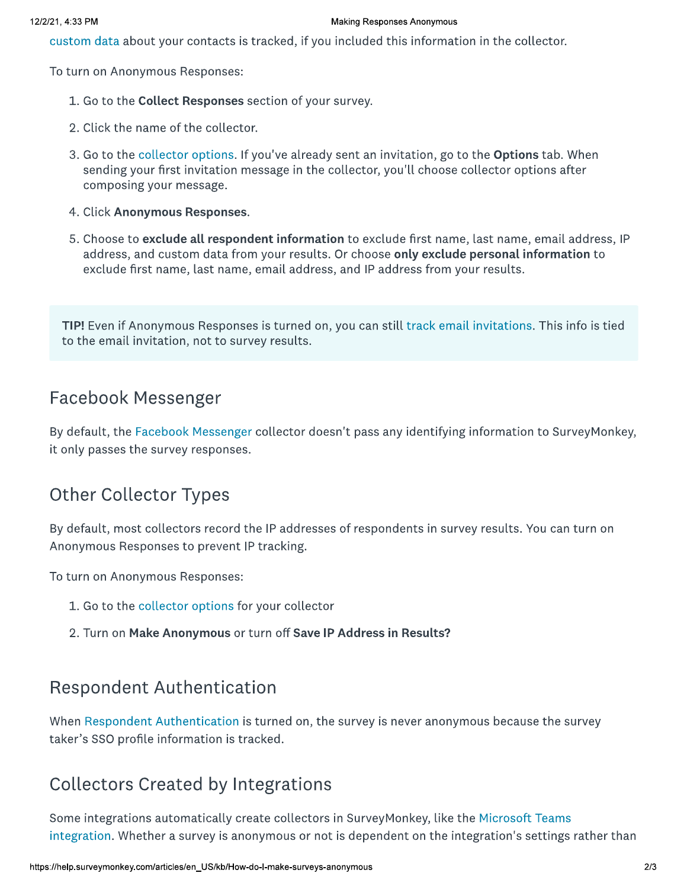custom data about your contacts is tracked, if you included this information in the collector.

To turn on Anonymous Responses:

1. Go to the **Collect Responses** section of your survey.
2. Click the name of the collector.
3. Go to the collector options. If you've already sent an invitation, go to the **Options** tab. When sending your first invitation message in the collector, you'll choose collector options after composing your message.
4. Click **Anonymous Responses**.
5. Choose to **exclude all respondent information** to exclude first name, last name, email address, IP address, and custom data from your results. Or choose **only exclude personal information** to exclude first name, last name, email address, and IP address from your results.

> **TIP!** Even if Anonymous Responses is turned on, you can still track email invitations. This info is tied to the email invitation, not to survey results.

## Facebook Messenger

By default, the Facebook Messenger collector doesn't pass any identifying information to SurveyMonkey, it only passes the survey responses.

## Other Collector Types

By default, most collectors record the IP addresses of respondents in survey results. You can turn on Anonymous Responses to prevent IP tracking.

To turn on Anonymous Responses:

1. Go to the collector options for your collector
2. Turn on **Make Anonymous** or turn off **Save IP Address in Results?**

## Respondent Authentication

When Respondent Authentication is turned on, the survey is never anonymous because the survey taker's SSO profile information is tracked.

## Collectors Created by Integrations

Some integrations automatically create collectors in SurveyMonkey, like the Microsoft Teams integration. Whether a survey is anonymous or not is dependent on the integration's settings rather than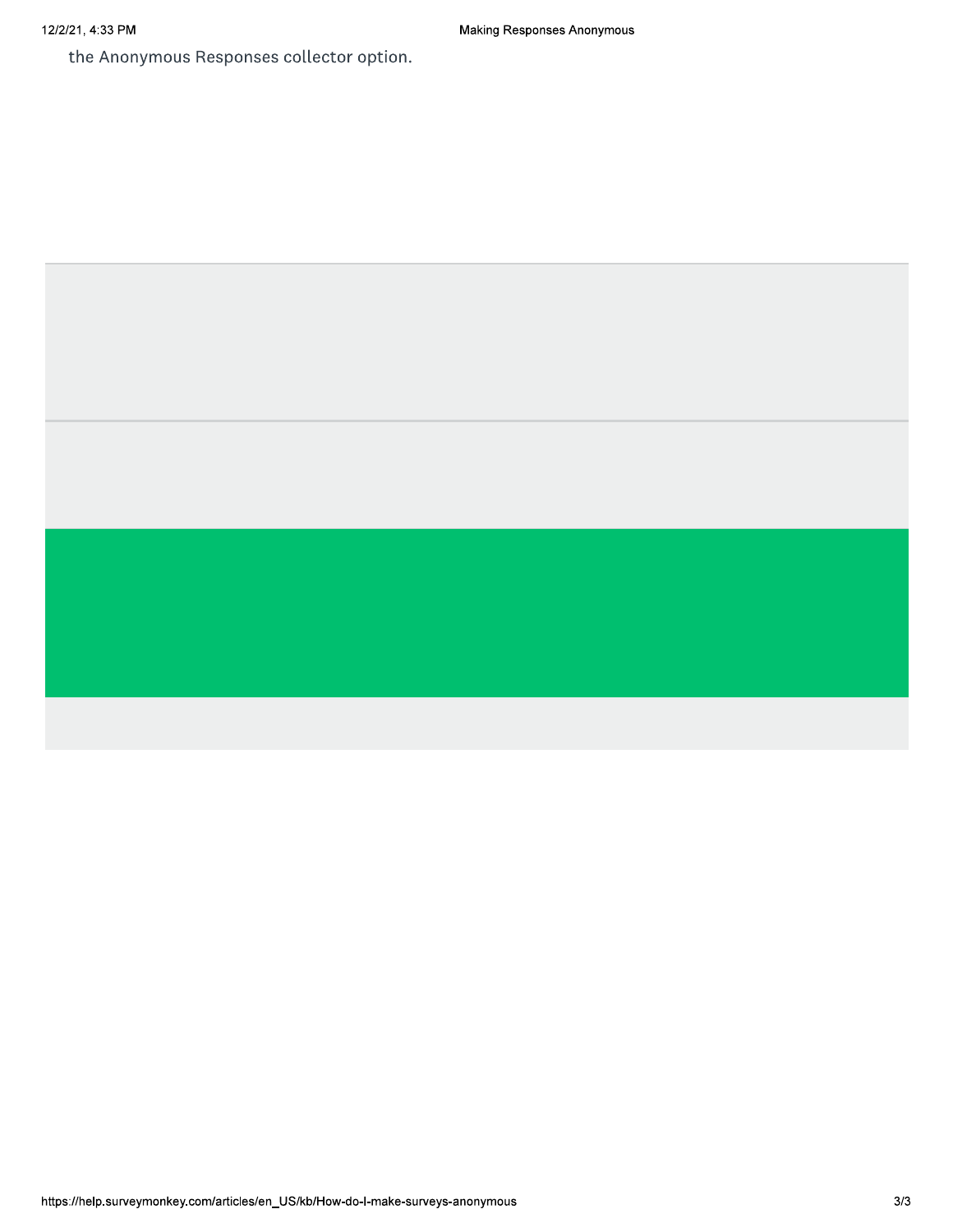the Anonymous Responses collector option.